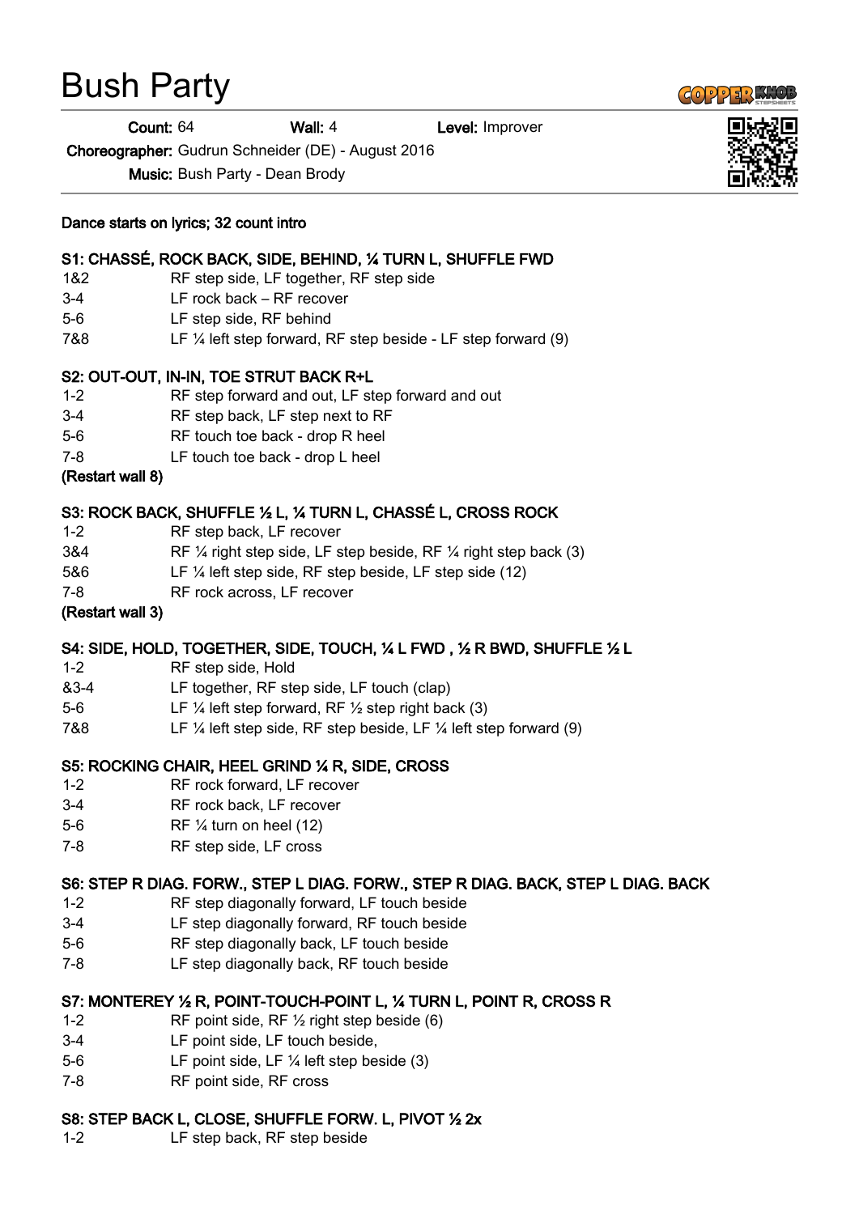# Bush Party

**Count:** 64 **Wall:** 4 **Level:** Improver

**Choreographer:** Gudrun Schneider (DE) - August 2016

**Music:** Bush Party - Dean Brody

**Dance starts on lyrics; 32 count intro**

**S1: CHASSÉ, ROCK BACK, SIDE, BEHIND, ¼ TURN L, SHUFFLE FWD**

| | |
|---|---|
| 1&2 | RF step side, LF together, RF step side |
| 3-4 | LF rock back – RF recover |
| 5-6 | LF step side, RF behind |
| 7&8 | LF ¼ left step forward, RF step beside - LF step forward (9) |

**S2: OUT-OUT, IN-IN, TOE STRUT BACK R+L**

| | |
|---|---|
| 1-2 | RF step forward and out, LF step forward and out |
| 3-4 | RF step back, LF step next to RF |
| 5-6 | RF touch toe back - drop R heel |
| 7-8 | LF touch toe back - drop L heel |

**(Restart wall 8)**

**S3: ROCK BACK, SHUFFLE ½ L, ¼ TURN L, CHASSÉ L, CROSS ROCK**

| | |
|---|---|
| 1-2 | RF step back, LF recover |
| 3&4 | RF ¼ right step side, LF step beside, RF ¼ right step back (3) |
| 5&6 | LF ¼ left step side, RF step beside, LF step side (12) |
| 7-8 | RF rock across, LF recover |

**(Restart wall 3)**

**S4: SIDE, HOLD, TOGETHER, SIDE, TOUCH, ¼ L FWD , ½ R BWD, SHUFFLE ½ L**

| | |
|---|---|
| 1-2 | RF step side, Hold |
| &3-4 | LF together, RF step side, LF touch (clap) |
| 5-6 | LF ¼ left step forward, RF ½ step right back (3) |
| 7&8 | LF ¼ left step side, RF step beside, LF ¼ left step forward (9) |

**S5: ROCKING CHAIR, HEEL GRIND ¼ R, SIDE, CROSS**

| | |
|---|---|
| 1-2 | RF rock forward, LF recover |
| 3-4 | RF rock back, LF recover |
| 5-6 | RF ¼ turn on heel (12) |
| 7-8 | RF step side, LF cross |

**S6: STEP R DIAG. FORW., STEP L DIAG. FORW., STEP R DIAG. BACK, STEP L DIAG. BACK**

| | |
|---|---|
| 1-2 | RF step diagonally forward, LF touch beside |
| 3-4 | LF step diagonally forward, RF touch beside |
| 5-6 | RF step diagonally back, LF touch beside |
| 7-8 | LF step diagonally back, RF touch beside |

**S7: MONTEREY ½ R, POINT-TOUCH-POINT L, ¼ TURN L, POINT R, CROSS R**

| | |
|---|---|
| 1-2 | RF point side, RF ½ right step beside (6) |
| 3-4 | LF point side, LF touch beside, |
| 5-6 | LF point side, LF ¼ left step beside (3) |
| 7-8 | RF point side, RF cross |

**S8: STEP BACK L, CLOSE, SHUFFLE FORW. L, PIVOT ½ 2x**

| | |
|---|---|
| 1-2 | LF step back, RF step beside |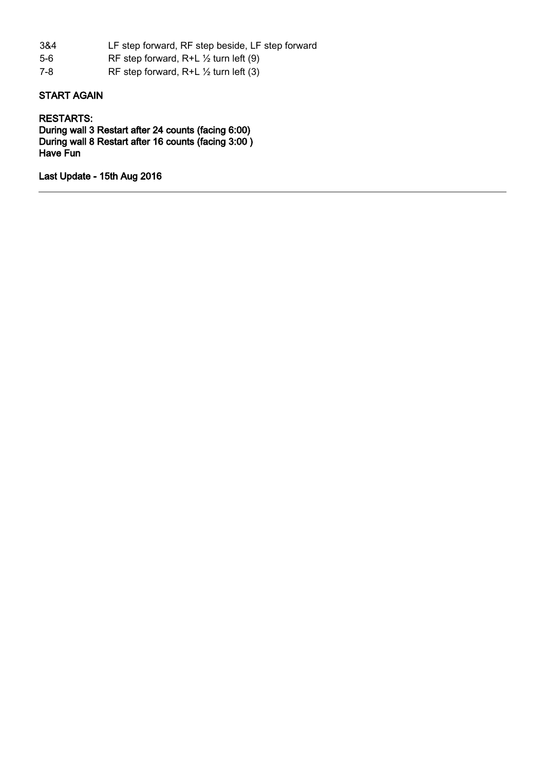| | |
|---|---|
| 3&4 | LF step forward, RF step beside, LF step forward |
| 5-6 | RF step forward, R+L ½ turn left (9) |
| 7-8 | RF step forward, R+L ½ turn left (3) |

**START AGAIN**

**RESTARTS:**
**During wall 3 Restart after 24 counts (facing 6:00)**
**During wall 8 Restart after 16 counts (facing 3:00 )**
**Have Fun**

**Last Update - 15th Aug 2016**

---